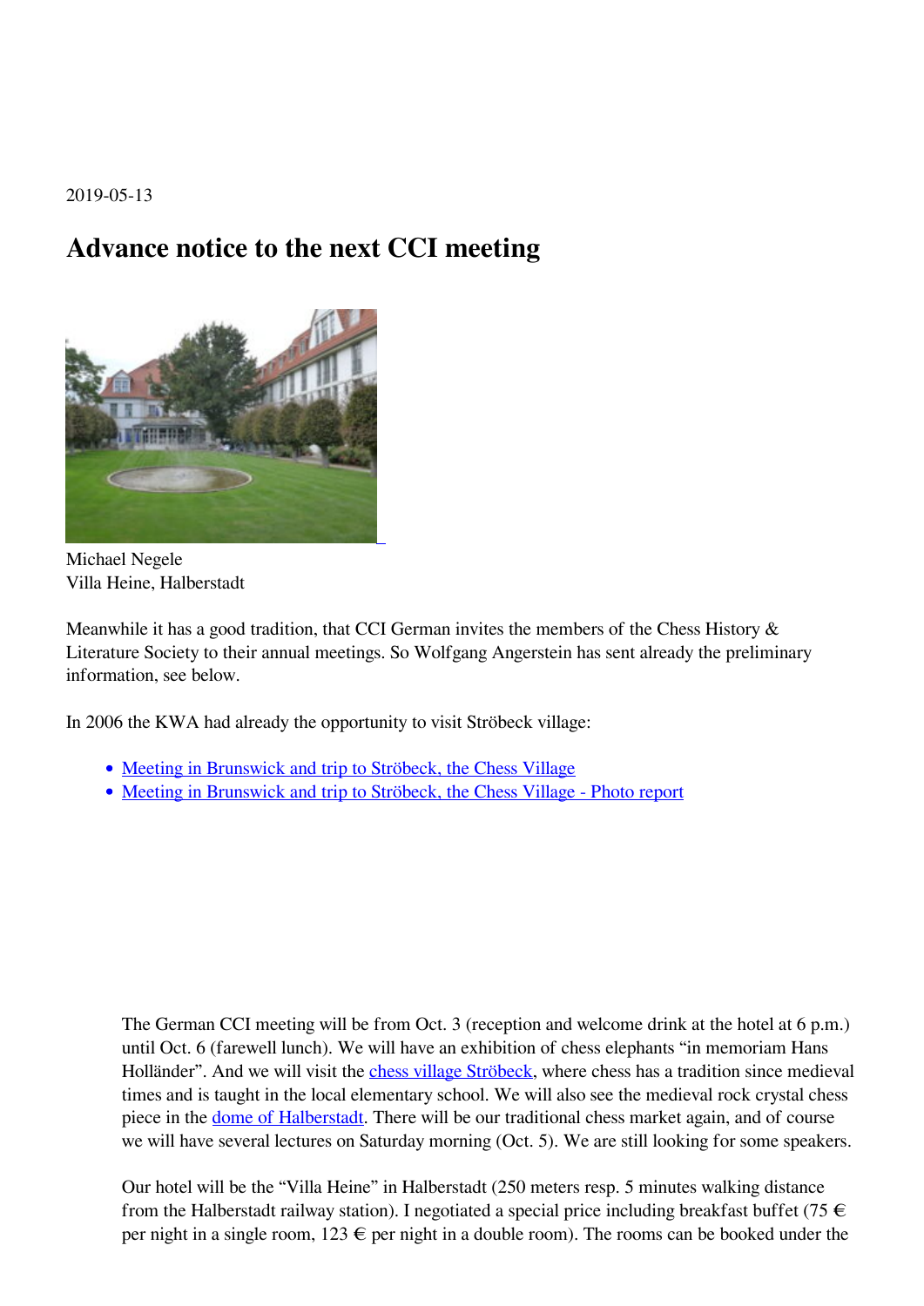2019-05-13

# Advance notice to the next CCI meeting

Michael Negele
Villa Heine, Halberstadt

Meanwhile it has a good tradition, that CCI German invites the members of the Chess History & Literature Society to their annual meetings. So Wolfgang Angerstein has sent already the preliminary information, see below.

In 2006 the KWA had already the opportunity to visit Ströbeck village:

- Meeting in Brunswick and trip to Ströbeck, the Chess Village
- Meeting in Brunswick and trip to Ströbeck, the Chess Village - Photo report

> The German CCI meeting will be from Oct. 3 (reception and welcome drink at the hotel at 6 p.m.) until Oct. 6 (farewell lunch). We will have an exhibition of chess elephants "in memoriam Hans Holländer". And we will visit the chess village Ströbeck, where chess has a tradition since medieval times and is taught in the local elementary school. We will also see the medieval rock crystal chess piece in the dome of Halberstadt. There will be our traditional chess market again, and of course we will have several lectures on Saturday morning (Oct. 5). We are still looking for some speakers.
>
> Our hotel will be the "Villa Heine" in Halberstadt (250 meters resp. 5 minutes walking distance from the Halberstadt railway station). I negotiated a special price including breakfast buffet (75 € per night in a single room, 123 € per night in a double room). The rooms can be booked under the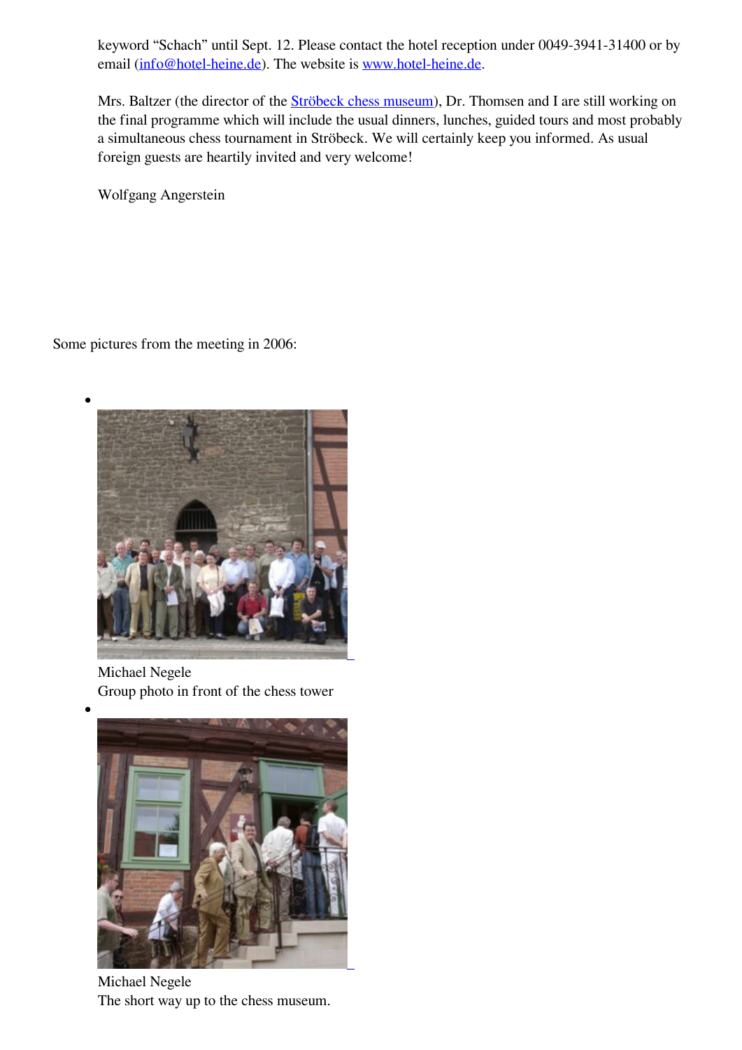keyword “Schach” until Sept. 12. Please contact the hotel reception under 0049-3941-31400 or by email (info@hotel-heine.de). The website is www.hotel-heine.de.

Mrs. Baltzer (the director of the Ströbeck chess museum), Dr. Thomsen and I are still working on the final programme which will include the usual dinners, lunches, guided tours and most probably a simultaneous chess tournament in Ströbeck. We will certainly keep you informed. As usual foreign guests are heartily invited and very welcome!

Wolfgang Angerstein

Some pictures from the meeting in 2006:

- Michael Negele
  Group photo in front of the chess tower
- Michael Negele
  The short way up to the chess museum.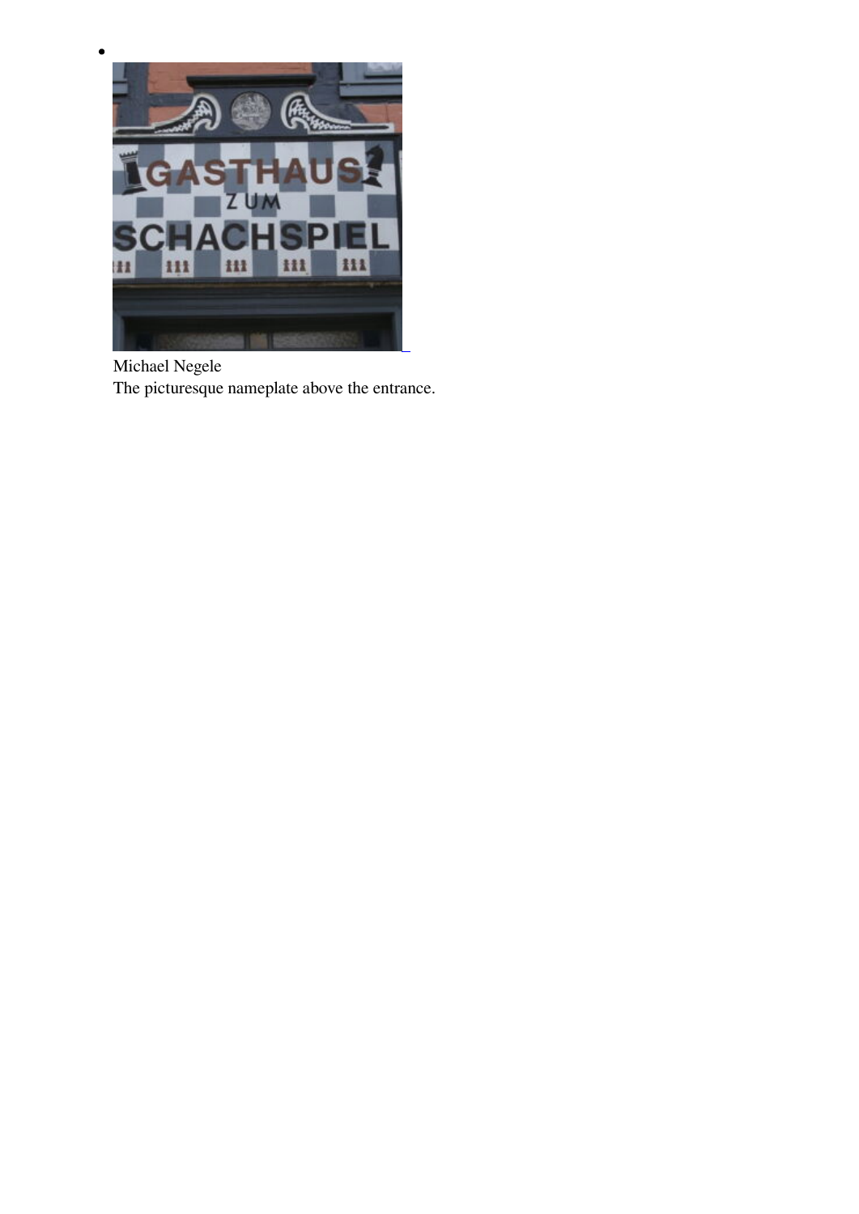- Michael Negele
  The picturesque nameplate above the entrance.